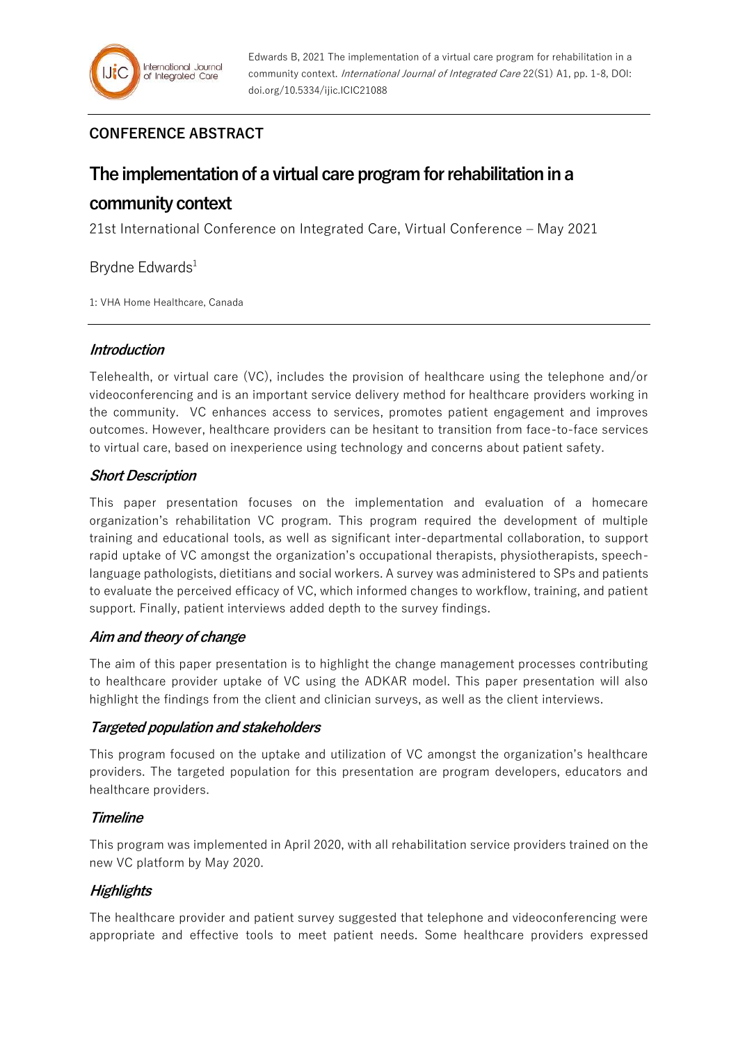Edwards B, 2021 The implementation of a virtual care program for rehabilitation in a community context. *International Journal of Integrated Care* 22(S1) A1, pp. 1-8, DOI: doi.org/10.5334/ijic.ICIC21088

**CONFERENCE ABSTRACT**

# The implementation of a virtual care program for rehabilitation in a community context

21st International Conference on Integrated Care, Virtual Conference – May 2021

Brydne Edwards[1]

1: VHA Home Healthcare, Canada

## *Introduction*

Telehealth, or virtual care (VC), includes the provision of healthcare using the telephone and/or videoconferencing and is an important service delivery method for healthcare providers working in the community. VC enhances access to services, promotes patient engagement and improves outcomes. However, healthcare providers can be hesitant to transition from face-to-face services to virtual care, based on inexperience using technology and concerns about patient safety.

## *Short Description*

This paper presentation focuses on the implementation and evaluation of a homecare organization's rehabilitation VC program. This program required the development of multiple training and educational tools, as well as significant inter-departmental collaboration, to support rapid uptake of VC amongst the organization's occupational therapists, physiotherapists, speech-language pathologists, dietitians and social workers. A survey was administered to SPs and patients to evaluate the perceived efficacy of VC, which informed changes to workflow, training, and patient support. Finally, patient interviews added depth to the survey findings.

## *Aim and theory of change*

The aim of this paper presentation is to highlight the change management processes contributing to healthcare provider uptake of VC using the ADKAR model. This paper presentation will also highlight the findings from the client and clinician surveys, as well as the client interviews.

## *Targeted population and stakeholders*

This program focused on the uptake and utilization of VC amongst the organization's healthcare providers. The targeted population for this presentation are program developers, educators and healthcare providers.

## *Timeline*

This program was implemented in April 2020, with all rehabilitation service providers trained on the new VC platform by May 2020.

## *Highlights*

The healthcare provider and patient survey suggested that telephone and videoconferencing were appropriate and effective tools to meet patient needs. Some healthcare providers expressed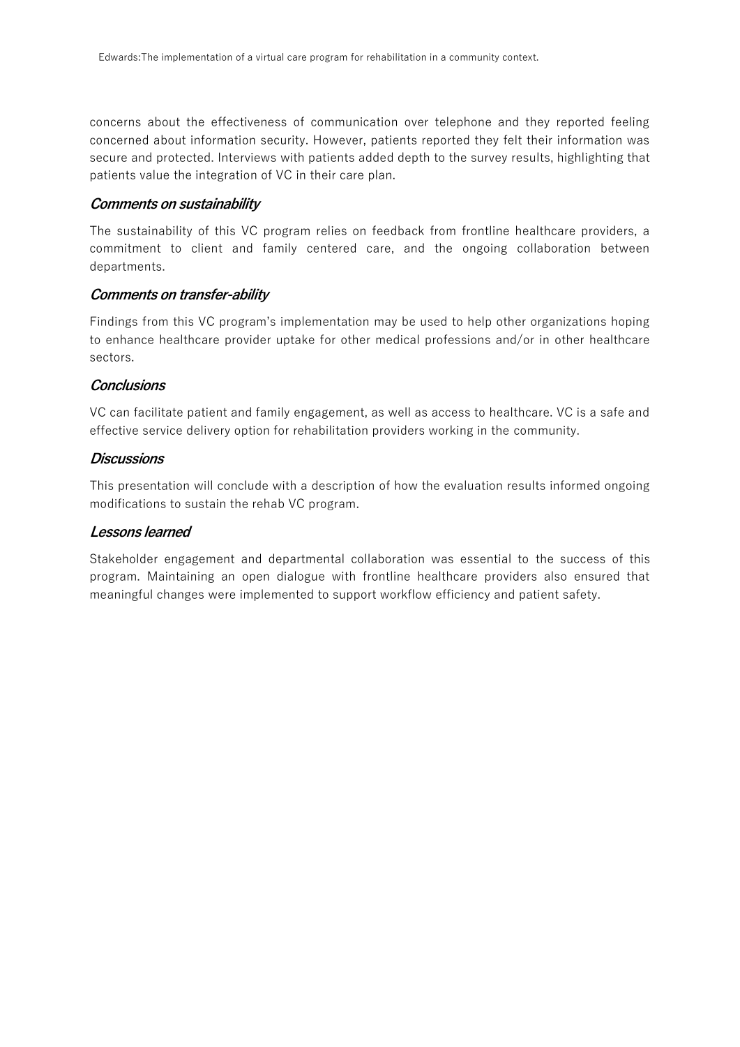concerns about the effectiveness of communication over telephone and they reported feeling concerned about information security. However, patients reported they felt their information was secure and protected. Interviews with patients added depth to the survey results, highlighting that patients value the integration of VC in their care plan.

### *Comments on sustainability*

The sustainability of this VC program relies on feedback from frontline healthcare providers, a commitment to client and family centered care, and the ongoing collaboration between departments.

### *Comments on transfer-ability*

Findings from this VC program's implementation may be used to help other organizations hoping to enhance healthcare provider uptake for other medical professions and/or in other healthcare sectors.

### *Conclusions*

VC can facilitate patient and family engagement, as well as access to healthcare. VC is a safe and effective service delivery option for rehabilitation providers working in the community.

### *Discussions*

This presentation will conclude with a description of how the evaluation results informed ongoing modifications to sustain the rehab VC program.

### *Lessons learned*

Stakeholder engagement and departmental collaboration was essential to the success of this program. Maintaining an open dialogue with frontline healthcare providers also ensured that meaningful changes were implemented to support workflow efficiency and patient safety.